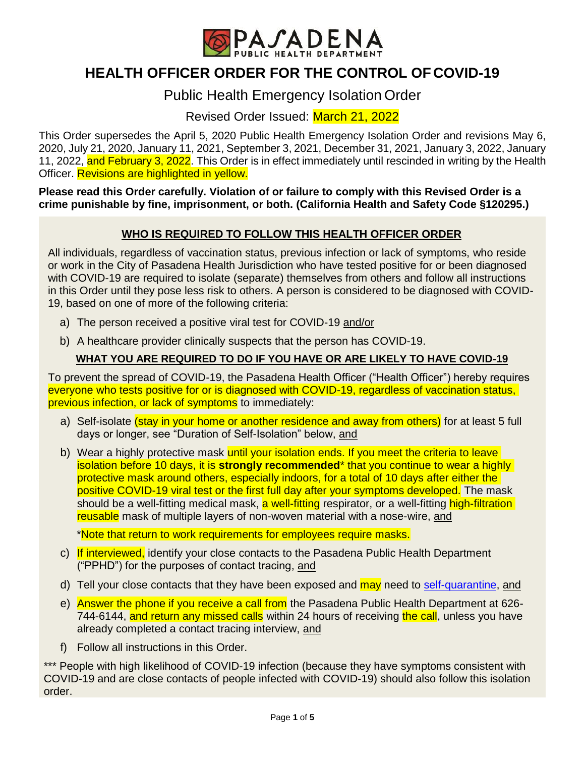# HEALTH OFFICER ORDER FOR THE CONTROL OF COVID-19

## Public Health Emergency Isolation Order

### Revised Order Issued: March 21, 2022

This Order supersedes the April 5, 2020 Public Health Emergency Isolation Order and revisions May 6, 2020, July 21, 2020, January 11, 2021, September 3, 2021, December 31, 2021, January 3, 2022, January 11, 2022, and February 3, 2022. This Order is in effect immediately until rescinded in writing by the Health Officer. Revisions are highlighted in yellow.

**Please read this Order carefully. Violation of or failure to comply with this Revised Order is a crime punishable by fine, imprisonment, or both. (California Health and Safety Code §120295.)**

### WHO IS REQUIRED TO FOLLOW THIS HEALTH OFFICER ORDER

All individuals, regardless of vaccination status, previous infection or lack of symptoms, who reside or work in the City of Pasadena Health Jurisdiction who have tested positive for or been diagnosed with COVID-19 are required to isolate (separate) themselves from others and follow all instructions in this Order until they pose less risk to others. A person is considered to be diagnosed with COVID-19, based on one of more of the following criteria:

a) The person received a positive viral test for COVID-19 and/or

b) A healthcare provider clinically suspects that the person has COVID-19.

### WHAT YOU ARE REQUIRED TO DO IF YOU HAVE OR ARE LIKELY TO HAVE COVID-19

To prevent the spread of COVID-19, the Pasadena Health Officer ("Health Officer") hereby requires everyone who tests positive for or is diagnosed with COVID-19, regardless of vaccination status, previous infection, or lack of symptoms to immediately:

a) Self-isolate (stay in your home or another residence and away from others) for at least 5 full days or longer, see "Duration of Self-Isolation" below, and

b) Wear a highly protective mask until your isolation ends. If you meet the criteria to leave isolation before 10 days, it is **strongly recommended**\* that you continue to wear a highly protective mask around others, especially indoors, for a total of 10 days after either the positive COVID-19 viral test or the first full day after your symptoms developed. The mask should be a well-fitting medical mask, a well-fitting respirator, or a well-fitting high-filtration reusable mask of multiple layers of non-woven material with a nose-wire, and

\*Note that return to work requirements for employees require masks.

c) If interviewed, identify your close contacts to the Pasadena Public Health Department ("PPHD") for the purposes of contact tracing, and

d) Tell your close contacts that they have been exposed and may need to self-quarantine, and

e) Answer the phone if you receive a call from the Pasadena Public Health Department at 626-744-6144, and return any missed calls within 24 hours of receiving the call, unless you have already completed a contact tracing interview, and

f) Follow all instructions in this Order.

\*\*\* People with high likelihood of COVID-19 infection (because they have symptoms consistent with COVID-19 and are close contacts of people infected with COVID-19) should also follow this isolation order.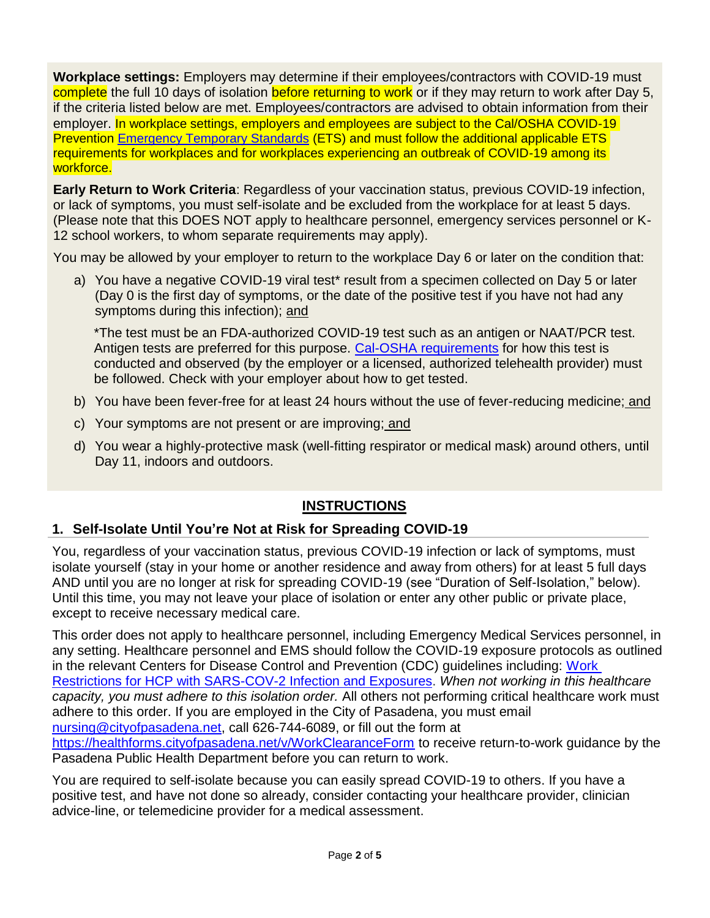**Workplace settings:** Employers may determine if their employees/contractors with COVID-19 must complete the full 10 days of isolation before returning to work or if they may return to work after Day 5, if the criteria listed below are met. Employees/contractors are advised to obtain information from their employer. In workplace settings, employers and employees are subject to the Cal/OSHA COVID-19 Prevention Emergency Temporary Standards (ETS) and must follow the additional applicable ETS requirements for workplaces and for workplaces experiencing an outbreak of COVID-19 among its workforce.

**Early Return to Work Criteria**: Regardless of your vaccination status, previous COVID-19 infection, or lack of symptoms, you must self-isolate and be excluded from the workplace for at least 5 days. (Please note that this DOES NOT apply to healthcare personnel, emergency services personnel or K-12 school workers, to whom separate requirements may apply).

You may be allowed by your employer to return to the workplace Day 6 or later on the condition that:

a) You have a negative COVID-19 viral test* result from a specimen collected on Day 5 or later (Day 0 is the first day of symptoms, or the date of the positive test if you have not had any symptoms during this infection); and

   *The test must be an FDA-authorized COVID-19 test such as an antigen or NAAT/PCR test. Antigen tests are preferred for this purpose. Cal-OSHA requirements for how this test is conducted and observed (by the employer or a licensed, authorized telehealth provider) must be followed. Check with your employer about how to get tested.

b) You have been fever-free for at least 24 hours without the use of fever-reducing medicine; and

c) Your symptoms are not present or are improving; and

d) You wear a highly-protective mask (well-fitting respirator or medical mask) around others, until Day 11, indoors and outdoors.

## INSTRUCTIONS

### 1. Self-Isolate Until You're Not at Risk for Spreading COVID-19

You, regardless of your vaccination status, previous COVID-19 infection or lack of symptoms, must isolate yourself (stay in your home or another residence and away from others) for at least 5 full days AND until you are no longer at risk for spreading COVID-19 (see "Duration of Self-Isolation," below). Until this time, you may not leave your place of isolation or enter any other public or private place, except to receive necessary medical care.

This order does not apply to healthcare personnel, including Emergency Medical Services personnel, in any setting. Healthcare personnel and EMS should follow the COVID-19 exposure protocols as outlined in the relevant Centers for Disease Control and Prevention (CDC) guidelines including: Work Restrictions for HCP with SARS-COV-2 Infection and Exposures. *When not working in this healthcare capacity, you must adhere to this isolation order.* All others not performing critical healthcare work must adhere to this order. If you are employed in the City of Pasadena, you must email nursing@cityofpasadena.net, call 626-744-6089, or fill out the form at https://healthforms.cityofpasadena.net/v/WorkClearanceForm to receive return-to-work guidance by the Pasadena Public Health Department before you can return to work.

You are required to self-isolate because you can easily spread COVID-19 to others. If you have a positive test, and have not done so already, consider contacting your healthcare provider, clinician advice-line, or telemedicine provider for a medical assessment.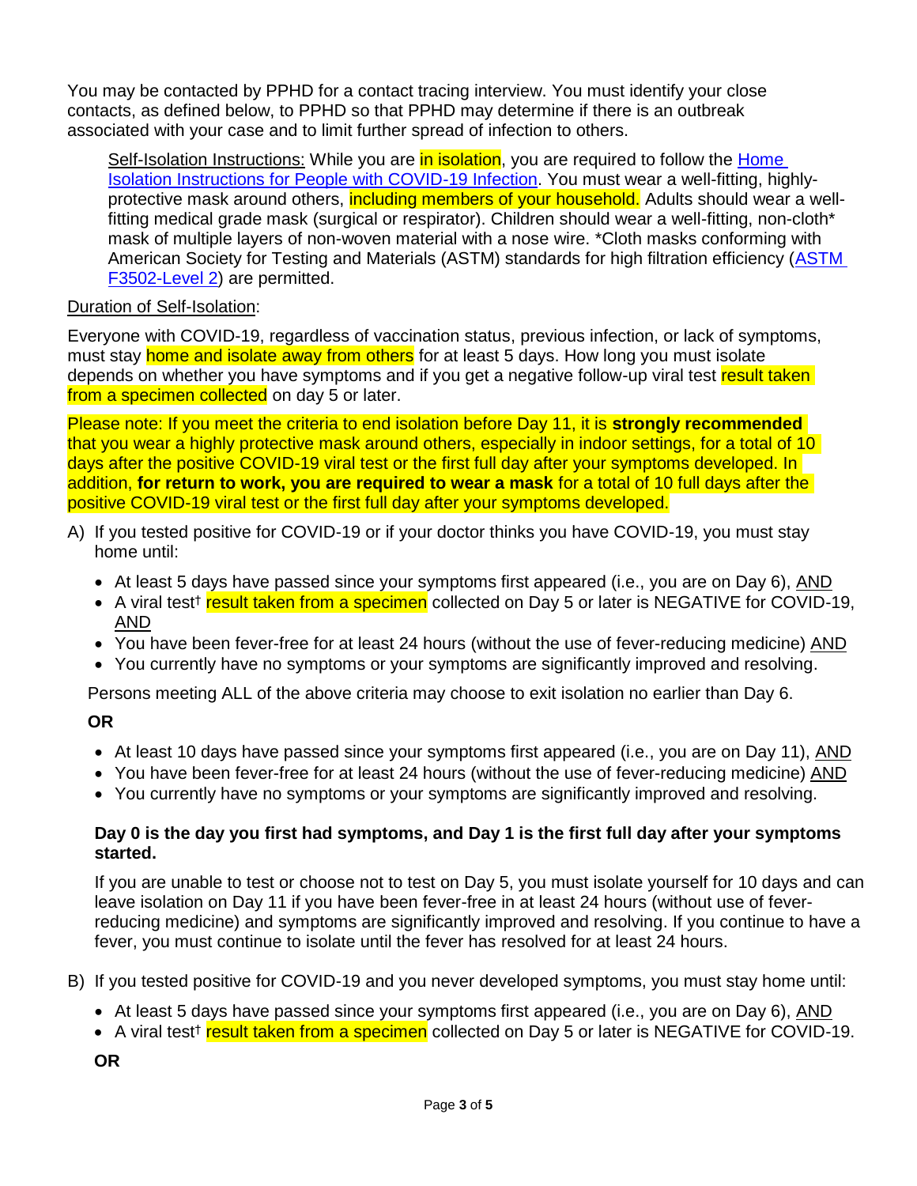You may be contacted by PPHD for a contact tracing interview. You must identify your close contacts, as defined below, to PPHD so that PPHD may determine if there is an outbreak associated with your case and to limit further spread of infection to others.

> Self-Isolation Instructions: While you are in isolation, you are required to follow the [Home Isolation Instructions for People with COVID-19 Infection](). You must wear a well-fitting, highly-protective mask around others, including members of your household. Adults should wear a well-fitting medical grade mask (surgical or respirator). Children should wear a well-fitting, non-cloth* mask of multiple layers of non-woven material with a nose wire. *Cloth masks conforming with American Society for Testing and Materials (ASTM) standards for high filtration efficiency ([ASTM F3502-Level 2]()) are permitted.

Duration of Self-Isolation:

Everyone with COVID-19, regardless of vaccination status, previous infection, or lack of symptoms, must stay home and isolate away from others for at least 5 days. How long you must isolate depends on whether you have symptoms and if you get a negative follow-up viral test result taken from a specimen collected on day 5 or later.

Please note: If you meet the criteria to end isolation before Day 11, it is **strongly recommended** that you wear a highly protective mask around others, especially in indoor settings, for a total of 10 days after the positive COVID-19 viral test or the first full day after your symptoms developed. In addition, **for return to work, you are required to wear a mask** for a total of 10 full days after the positive COVID-19 viral test or the first full day after your symptoms developed.

A) If you tested positive for COVID-19 or if your doctor thinks you have COVID-19, you must stay home until:

- At least 5 days have passed since your symptoms first appeared (i.e., you are on Day 6), AND
- A viral test† result taken from a specimen collected on Day 5 or later is NEGATIVE for COVID-19, AND
- You have been fever-free for at least 24 hours (without the use of fever-reducing medicine) AND
- You currently have no symptoms or your symptoms are significantly improved and resolving.

Persons meeting ALL of the above criteria may choose to exit isolation no earlier than Day 6.

**OR**

- At least 10 days have passed since your symptoms first appeared (i.e., you are on Day 11), AND
- You have been fever-free for at least 24 hours (without the use of fever-reducing medicine) AND
- You currently have no symptoms or your symptoms are significantly improved and resolving.

**Day 0 is the day you first had symptoms, and Day 1 is the first full day after your symptoms started.**

If you are unable to test or choose not to test on Day 5, you must isolate yourself for 10 days and can leave isolation on Day 11 if you have been fever-free in at least 24 hours (without use of fever-reducing medicine) and symptoms are significantly improved and resolving. If you continue to have a fever, you must continue to isolate until the fever has resolved for at least 24 hours.

B) If you tested positive for COVID-19 and you never developed symptoms, you must stay home until:

- At least 5 days have passed since your symptoms first appeared (i.e., you are on Day 6), AND
- A viral test† result taken from a specimen collected on Day 5 or later is NEGATIVE for COVID-19.

**OR**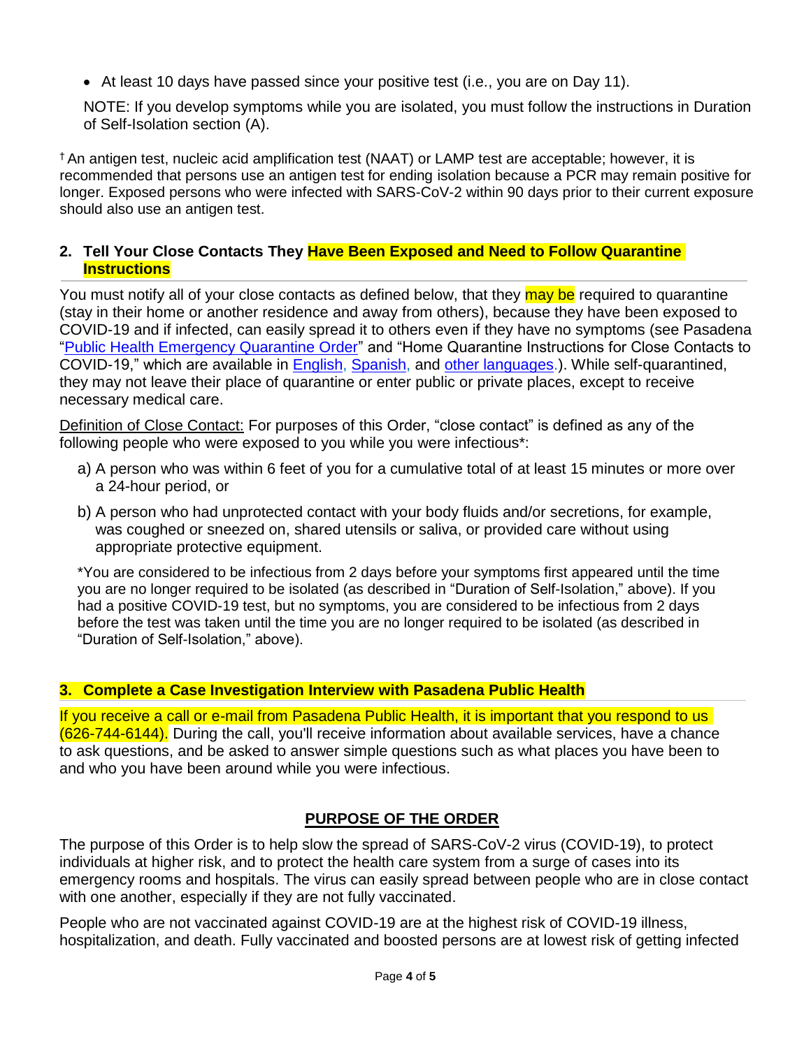- At least 10 days have passed since your positive test (i.e., you are on Day 11).

NOTE: If you develop symptoms while you are isolated, you must follow the instructions in Duration of Self-Isolation section (A).

† An antigen test, nucleic acid amplification test (NAAT) or LAMP test are acceptable; however, it is recommended that persons use an antigen test for ending isolation because a PCR may remain positive for longer. Exposed persons who were infected with SARS-CoV-2 within 90 days prior to their current exposure should also use an antigen test.

## 2. Tell Your Close Contacts They Have Been Exposed and Need to Follow Quarantine Instructions

You must notify all of your close contacts as defined below, that they may be required to quarantine (stay in their home or another residence and away from others), because they have been exposed to COVID-19 and if infected, can easily spread it to others even if they have no symptoms (see Pasadena "Public Health Emergency Quarantine Order" and "Home Quarantine Instructions for Close Contacts to COVID-19," which are available in English, Spanish, and other languages.). While self-quarantined, they may not leave their place of quarantine or enter public or private places, except to receive necessary medical care.

Definition of Close Contact: For purposes of this Order, "close contact" is defined as any of the following people who were exposed to you while you were infectious*:

a) A person who was within 6 feet of you for a cumulative total of at least 15 minutes or more over a 24-hour period, or

b) A person who had unprotected contact with your body fluids and/or secretions, for example, was coughed or sneezed on, shared utensils or saliva, or provided care without using appropriate protective equipment.

*You are considered to be infectious from 2 days before your symptoms first appeared until the time you are no longer required to be isolated (as described in "Duration of Self-Isolation," above). If you had a positive COVID-19 test, but no symptoms, you are considered to be infectious from 2 days before the test was taken until the time you are no longer required to be isolated (as described in "Duration of Self-Isolation," above).

## 3. Complete a Case Investigation Interview with Pasadena Public Health

If you receive a call or e-mail from Pasadena Public Health, it is important that you respond to us (626-744-6144). During the call, you'll receive information about available services, have a chance to ask questions, and be asked to answer simple questions such as what places you have been to and who you have been around while you were infectious.

## PURPOSE OF THE ORDER

The purpose of this Order is to help slow the spread of SARS-CoV-2 virus (COVID-19), to protect individuals at higher risk, and to protect the health care system from a surge of cases into its emergency rooms and hospitals. The virus can easily spread between people who are in close contact with one another, especially if they are not fully vaccinated.

People who are not vaccinated against COVID-19 are at the highest risk of COVID-19 illness, hospitalization, and death. Fully vaccinated and boosted persons are at lowest risk of getting infected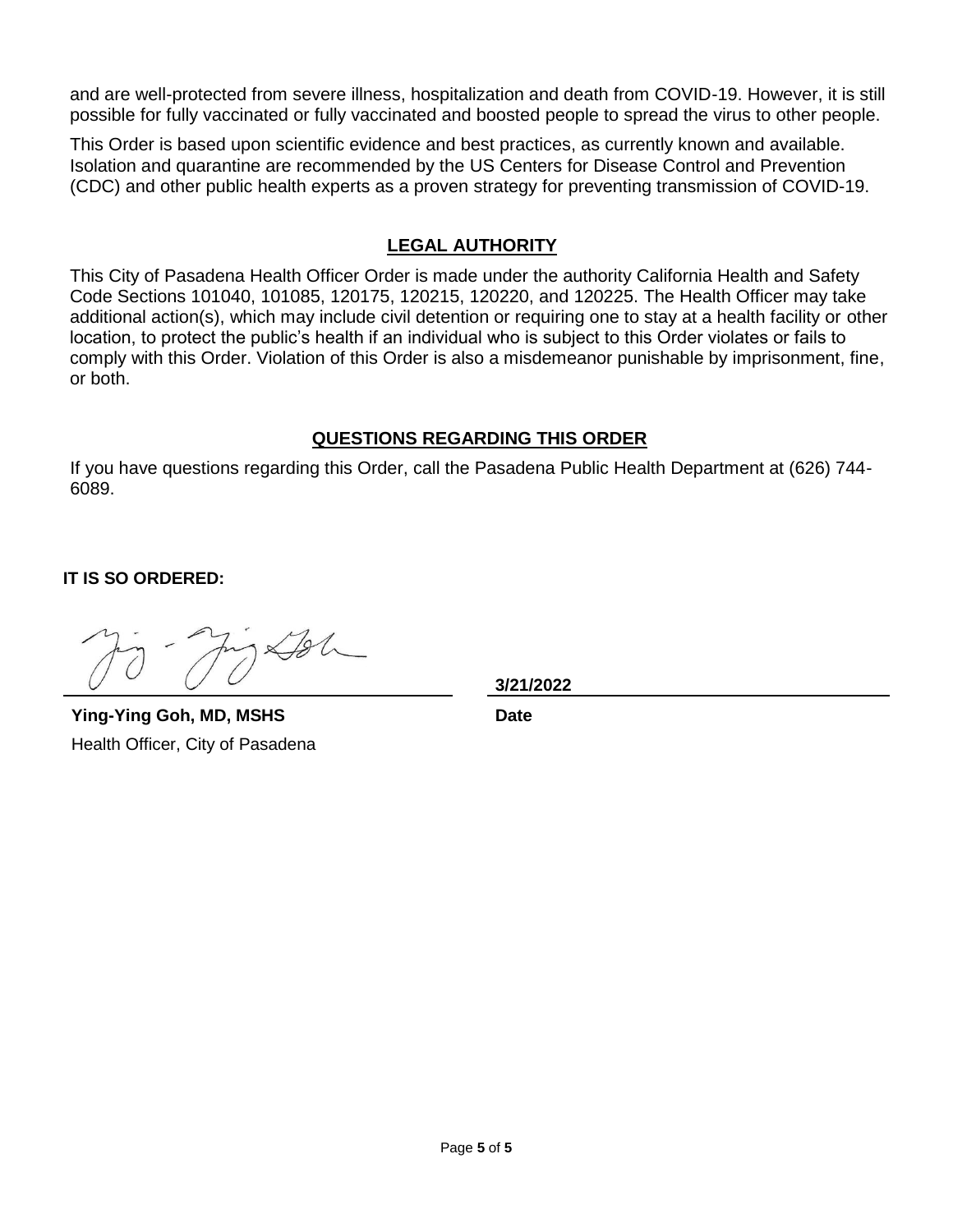and are well-protected from severe illness, hospitalization and death from COVID-19. However, it is still possible for fully vaccinated or fully vaccinated and boosted people to spread the virus to other people.

This Order is based upon scientific evidence and best practices, as currently known and available. Isolation and quarantine are recommended by the US Centers for Disease Control and Prevention (CDC) and other public health experts as a proven strategy for preventing transmission of COVID-19.

## LEGAL AUTHORITY

This City of Pasadena Health Officer Order is made under the authority California Health and Safety Code Sections 101040, 101085, 120175, 120215, 120220, and 120225. The Health Officer may take additional action(s), which may include civil detention or requiring one to stay at a health facility or other location, to protect the public's health if an individual who is subject to this Order violates or fails to comply with this Order. Violation of this Order is also a misdemeanor punishable by imprisonment, fine, or both.

## QUESTIONS REGARDING THIS ORDER

If you have questions regarding this Order, call the Pasadena Public Health Department at (626) 744-6089.

**IT IS SO ORDERED:**

**Ying-Ying Goh, MD, MSHS**
Health Officer, City of Pasadena

**3/21/2022**
**Date**